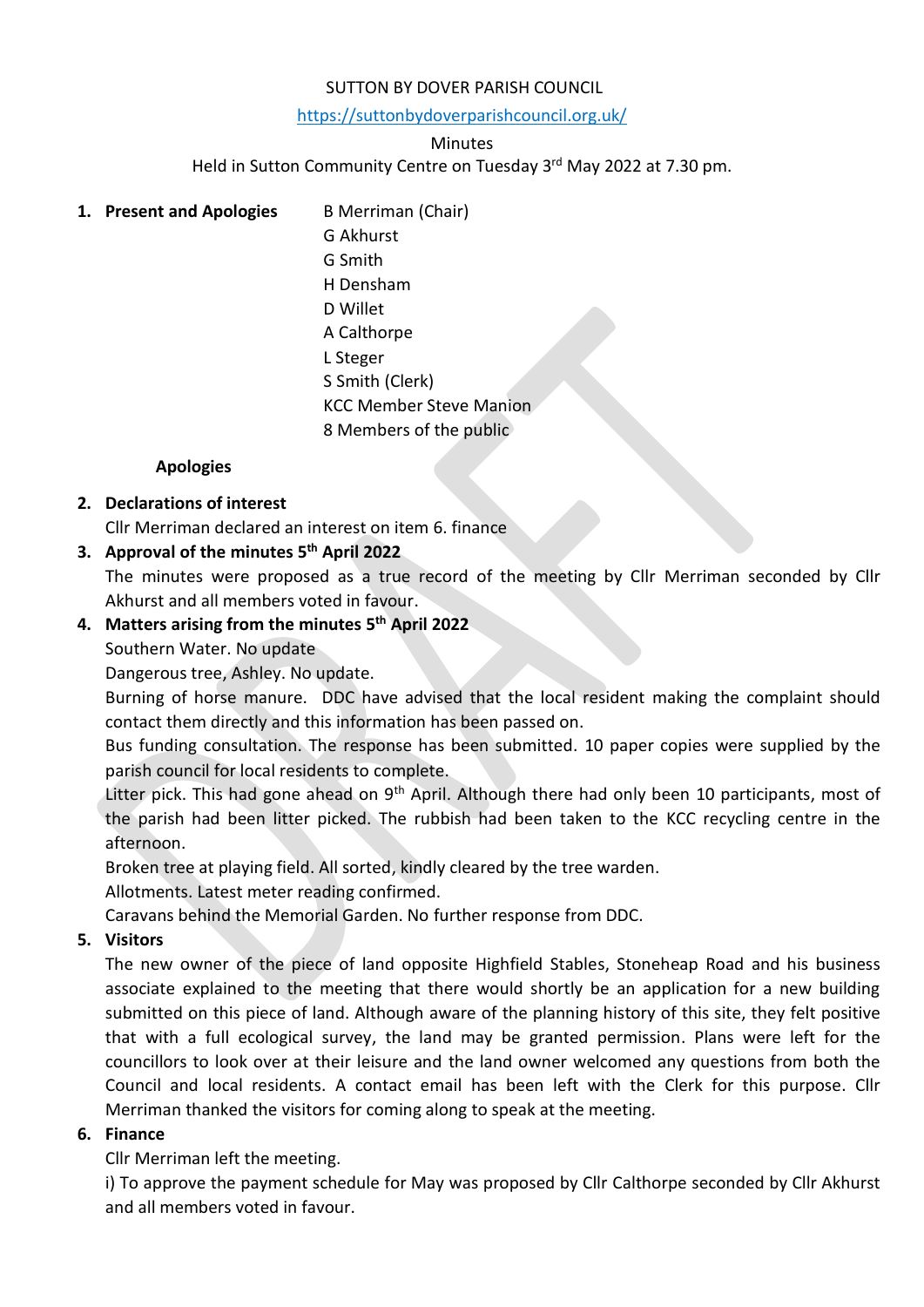SUTTON BY DOVER PARISH COUNCIL

https://suttonbydoverparishcouncil.org.uk/

Minutes

Held in Sutton Community Centre on Tuesday 3rd May 2022 at 7.30 pm.

1. **Present and Apologies**

   B Merriman (Chair)
   G Akhurst
   G Smith
   H Densham
   D Willet
   A Calthorpe
   L Steger
   S Smith (Clerk)
   KCC Member Steve Manion
   8 Members of the public

   **Apologies**

2. **Declarations of interest**

   Cllr Merriman declared an interest on item 6. finance

3. **Approval of the minutes 5th April 2022**

   The minutes were proposed as a true record of the meeting by Cllr Merriman seconded by Cllr Akhurst and all members voted in favour.

4. **Matters arising from the minutes 5th April 2022**

   Southern Water. No update

   Dangerous tree, Ashley. No update.

   Burning of horse manure. DDC have advised that the local resident making the complaint should contact them directly and this information has been passed on.

   Bus funding consultation. The response has been submitted. 10 paper copies were supplied by the parish council for local residents to complete.

   Litter pick. This had gone ahead on 9th April. Although there had only been 10 participants, most of the parish had been litter picked. The rubbish had been taken to the KCC recycling centre in the afternoon.

   Broken tree at playing field. All sorted, kindly cleared by the tree warden.

   Allotments. Latest meter reading confirmed.

   Caravans behind the Memorial Garden. No further response from DDC.

5. **Visitors**

   The new owner of the piece of land opposite Highfield Stables, Stoneheap Road and his business associate explained to the meeting that there would shortly be an application for a new building submitted on this piece of land. Although aware of the planning history of this site, they felt positive that with a full ecological survey, the land may be granted permission. Plans were left for the councillors to look over at their leisure and the land owner welcomed any questions from both the Council and local residents. A contact email has been left with the Clerk for this purpose. Cllr Merriman thanked the visitors for coming along to speak at the meeting.

6. **Finance**

   Cllr Merriman left the meeting.

   i) To approve the payment schedule for May was proposed by Cllr Calthorpe seconded by Cllr Akhurst and all members voted in favour.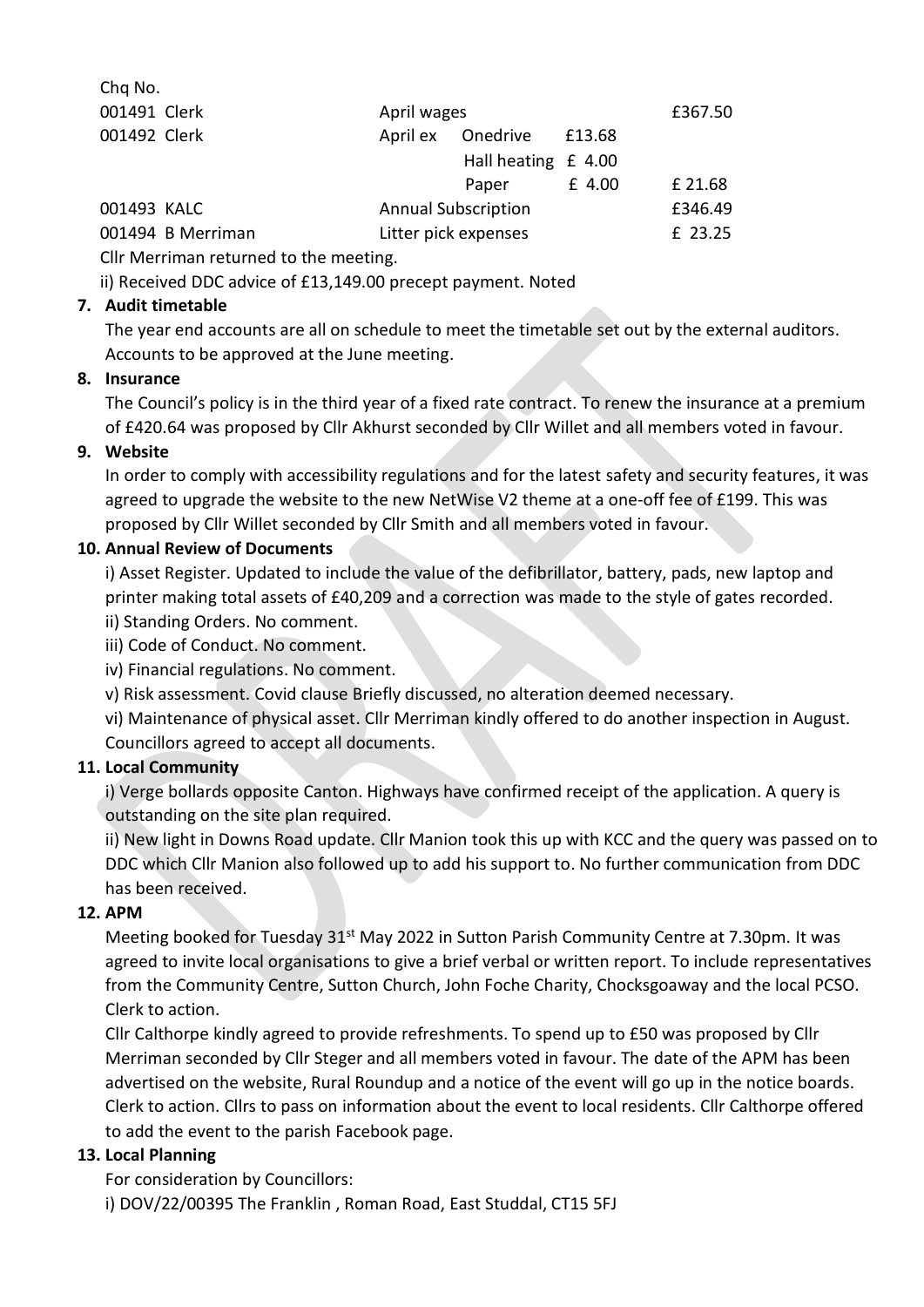| Chq No. | | | | | |
|---|---|---|---|---|---|
| 001491 | Clerk | April wages | | | £367.50 |
| 001492 | Clerk | April ex | Onedrive | £13.68 | |
| | | | Hall heating | £ 4.00 | |
| | | | Paper | £ 4.00 | £ 21.68 |
| 001493 | KALC | Annual Subscription | | | £346.49 |
| 001494 | B Merriman | Litter pick expenses | | | £ 23.25 |

Cllr Merriman returned to the meeting.

ii) Received DDC advice of £13,149.00 precept payment. Noted

**7. Audit timetable**

The year end accounts are all on schedule to meet the timetable set out by the external auditors. Accounts to be approved at the June meeting.

**8. Insurance**

The Council's policy is in the third year of a fixed rate contract. To renew the insurance at a premium of £420.64 was proposed by Cllr Akhurst seconded by Cllr Willet and all members voted in favour.

**9. Website**

In order to comply with accessibility regulations and for the latest safety and security features, it was agreed to upgrade the website to the new NetWise V2 theme at a one-off fee of £199. This was proposed by Cllr Willet seconded by Cllr Smith and all members voted in favour.

**10. Annual Review of Documents**

i) Asset Register. Updated to include the value of the defibrillator, battery, pads, new laptop and printer making total assets of £40,209 and a correction was made to the style of gates recorded.

ii) Standing Orders. No comment.

iii) Code of Conduct. No comment.

iv) Financial regulations. No comment.

v) Risk assessment. Covid clause Briefly discussed, no alteration deemed necessary.

vi) Maintenance of physical asset. Cllr Merriman kindly offered to do another inspection in August.

Councillors agreed to accept all documents.

**11. Local Community**

i) Verge bollards opposite Canton. Highways have confirmed receipt of the application. A query is outstanding on the site plan required.

ii) New light in Downs Road update. Cllr Manion took this up with KCC and the query was passed on to DDC which Cllr Manion also followed up to add his support to. No further communication from DDC has been received.

**12. APM**

Meeting booked for Tuesday 31st May 2022 in Sutton Parish Community Centre at 7.30pm. It was agreed to invite local organisations to give a brief verbal or written report. To include representatives from the Community Centre, Sutton Church, John Foche Charity, Chocksgoaway and the local PCSO. Clerk to action.

Cllr Calthorpe kindly agreed to provide refreshments. To spend up to £50 was proposed by Cllr Merriman seconded by Cllr Steger and all members voted in favour. The date of the APM has been advertised on the website, Rural Roundup and a notice of the event will go up in the notice boards. Clerk to action. Cllrs to pass on information about the event to local residents. Cllr Calthorpe offered to add the event to the parish Facebook page.

**13. Local Planning**

For consideration by Councillors:

i) DOV/22/00395 The Franklin , Roman Road, East Studdal, CT15 5FJ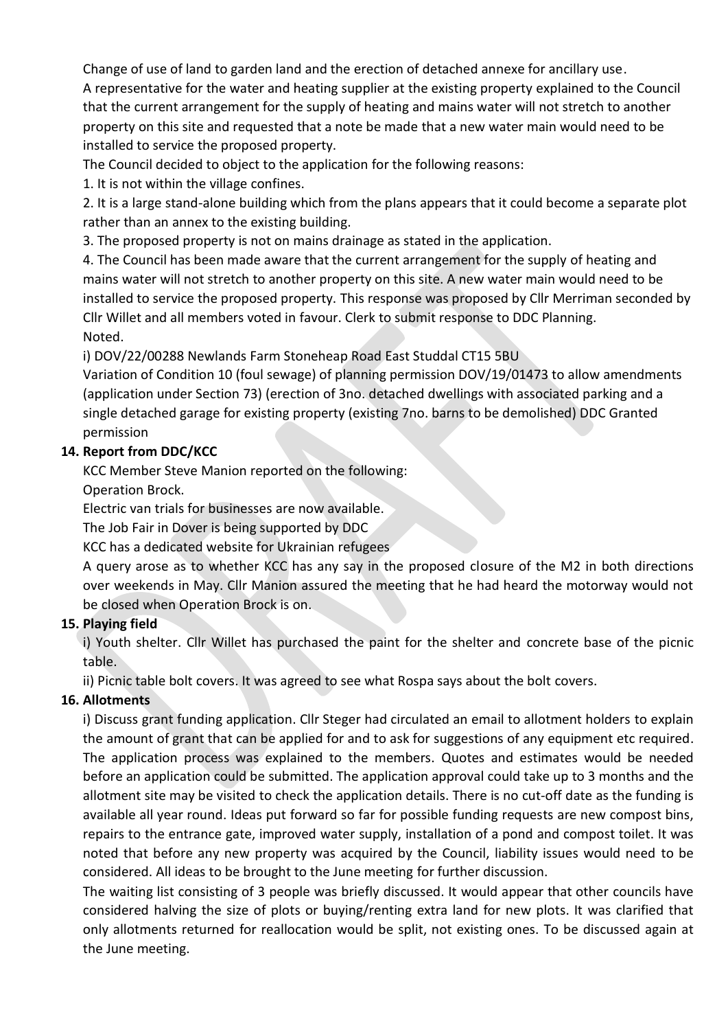Change of use of land to garden land and the erection of detached annexe for ancillary use.

A representative for the water and heating supplier at the existing property explained to the Council that the current arrangement for the supply of heating and mains water will not stretch to another property on this site and requested that a note be made that a new water main would need to be installed to service the proposed property.

The Council decided to object to the application for the following reasons:

1. It is not within the village confines.
2. It is a large stand-alone building which from the plans appears that it could become a separate plot rather than an annex to the existing building.
3. The proposed property is not on mains drainage as stated in the application.
4. The Council has been made aware that the current arrangement for the supply of heating and mains water will not stretch to another property on this site. A new water main would need to be installed to service the proposed property. This response was proposed by Cllr Merriman seconded by Cllr Willet and all members voted in favour. Clerk to submit response to DDC Planning.

Noted.

i) DOV/22/00288 Newlands Farm Stoneheap Road East Studdal CT15 5BU

Variation of Condition 10 (foul sewage) of planning permission DOV/19/01473 to allow amendments (application under Section 73) (erection of 3no. detached dwellings with associated parking and a single detached garage for existing property (existing 7no. barns to be demolished) DDC Granted permission

**14. Report from DDC/KCC**

KCC Member Steve Manion reported on the following:

Operation Brock.

Electric van trials for businesses are now available.

The Job Fair in Dover is being supported by DDC

KCC has a dedicated website for Ukrainian refugees

A query arose as to whether KCC has any say in the proposed closure of the M2 in both directions over weekends in May. Cllr Manion assured the meeting that he had heard the motorway would not be closed when Operation Brock is on.

**15. Playing field**

i) Youth shelter. Cllr Willet has purchased the paint for the shelter and concrete base of the picnic table.

ii) Picnic table bolt covers. It was agreed to see what Rospa says about the bolt covers.

**16. Allotments**

i) Discuss grant funding application. Cllr Steger had circulated an email to allotment holders to explain the amount of grant that can be applied for and to ask for suggestions of any equipment etc required. The application process was explained to the members. Quotes and estimates would be needed before an application could be submitted. The application approval could take up to 3 months and the allotment site may be visited to check the application details. There is no cut-off date as the funding is available all year round. Ideas put forward so far for possible funding requests are new compost bins, repairs to the entrance gate, improved water supply, installation of a pond and compost toilet. It was noted that before any new property was acquired by the Council, liability issues would need to be considered. All ideas to be brought to the June meeting for further discussion.

The waiting list consisting of 3 people was briefly discussed. It would appear that other councils have considered halving the size of plots or buying/renting extra land for new plots. It was clarified that only allotments returned for reallocation would be split, not existing ones. To be discussed again at the June meeting.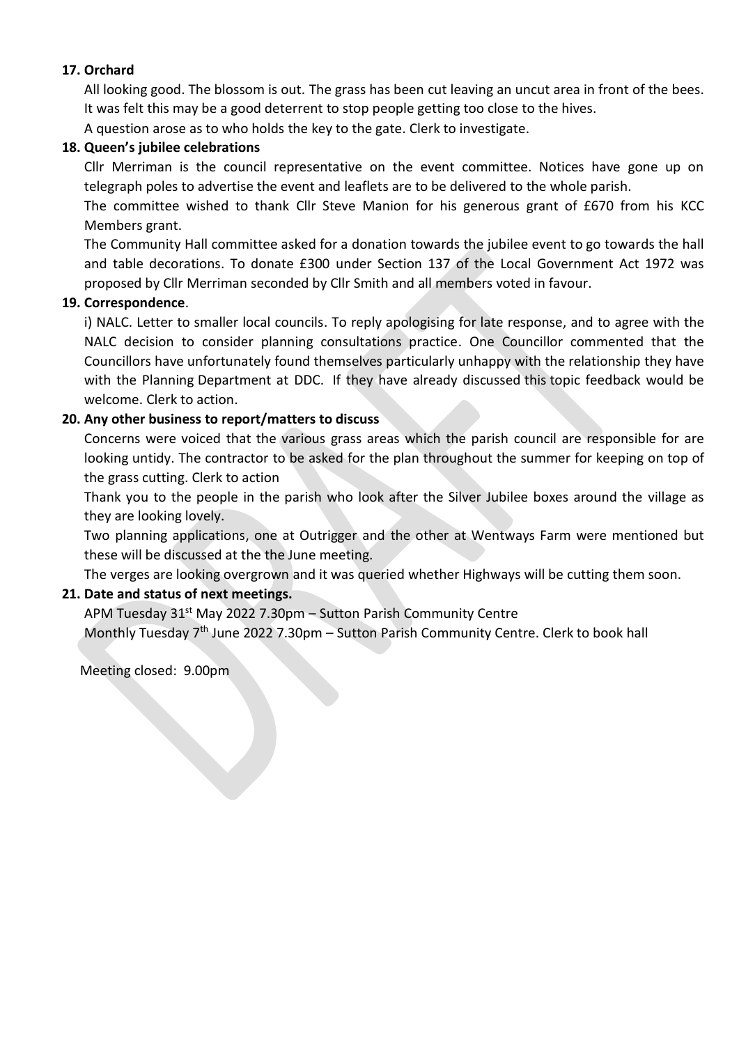**17. Orchard**

All looking good. The blossom is out. The grass has been cut leaving an uncut area in front of the bees. It was felt this may be a good deterrent to stop people getting too close to the hives.

A question arose as to who holds the key to the gate. Clerk to investigate.

**18. Queen's jubilee celebrations**

Cllr Merriman is the council representative on the event committee. Notices have gone up on telegraph poles to advertise the event and leaflets are to be delivered to the whole parish.

The committee wished to thank Cllr Steve Manion for his generous grant of £670 from his KCC Members grant.

The Community Hall committee asked for a donation towards the jubilee event to go towards the hall and table decorations. To donate £300 under Section 137 of the Local Government Act 1972 was proposed by Cllr Merriman seconded by Cllr Smith and all members voted in favour.

**19. Correspondence**.

i) NALC. Letter to smaller local councils. To reply apologising for late response, and to agree with the NALC decision to consider planning consultations practice. One Councillor commented that the Councillors have unfortunately found themselves particularly unhappy with the relationship they have with the Planning Department at DDC. If they have already discussed this topic feedback would be welcome. Clerk to action.

**20. Any other business to report/matters to discuss**

Concerns were voiced that the various grass areas which the parish council are responsible for are looking untidy. The contractor to be asked for the plan throughout the summer for keeping on top of the grass cutting. Clerk to action

Thank you to the people in the parish who look after the Silver Jubilee boxes around the village as they are looking lovely.

Two planning applications, one at Outrigger and the other at Wentways Farm were mentioned but these will be discussed at the the June meeting.

The verges are looking overgrown and it was queried whether Highways will be cutting them soon.

**21. Date and status of next meetings.**

APM Tuesday 31st May 2022 7.30pm – Sutton Parish Community Centre

Monthly Tuesday 7th June 2022 7.30pm – Sutton Parish Community Centre. Clerk to book hall

Meeting closed: 9.00pm